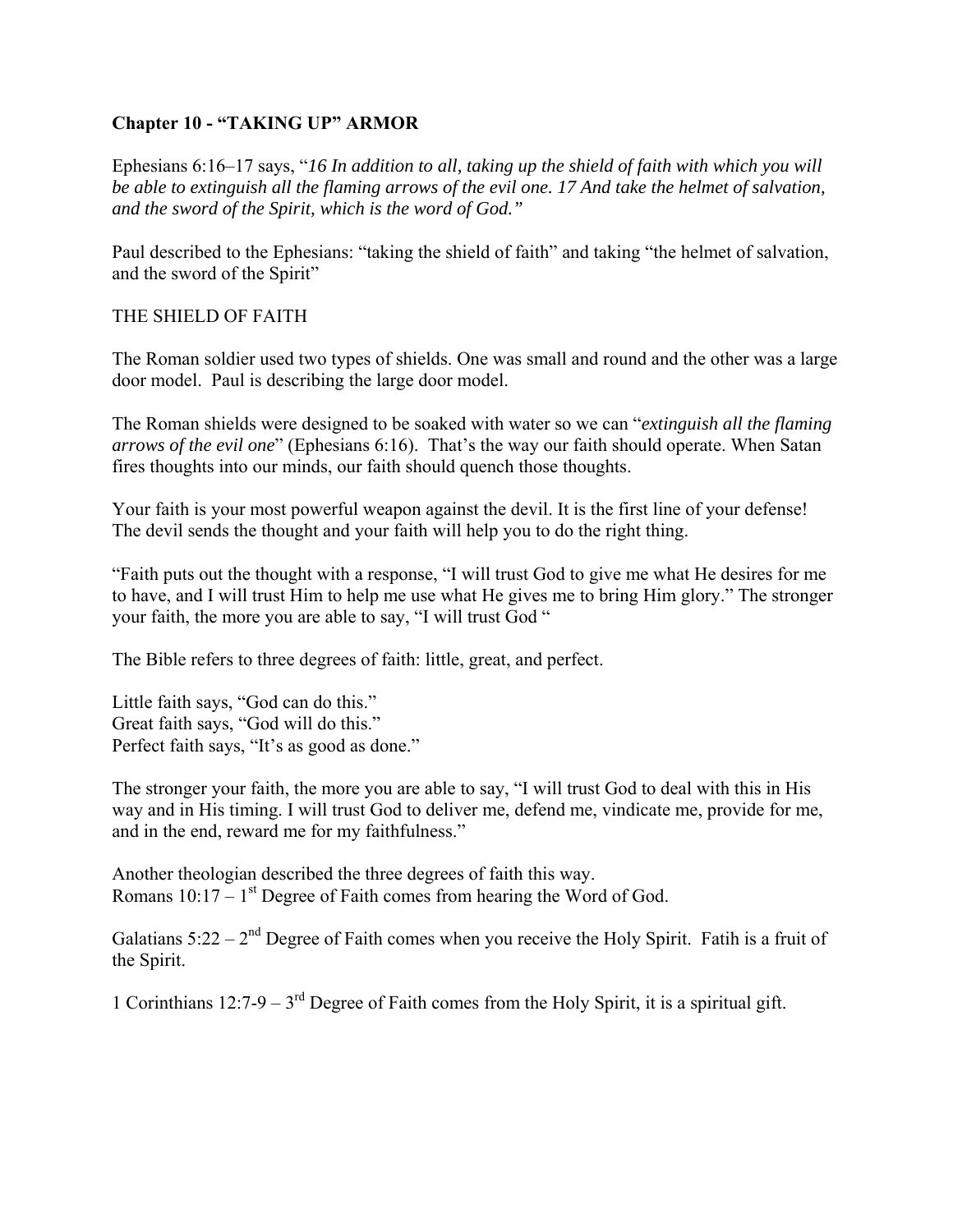## Chapter 10 - "TAKING UP" ARMOR

Ephesians 6:16–17 says, "*16 In addition to all, taking up the shield of faith with which you will be able to extinguish all the flaming arrows of the evil one. 17 And take the helmet of salvation, and the sword of the Spirit, which is the word of God."*

Paul described to the Ephesians: "taking the shield of faith" and taking "the helmet of salvation, and the sword of the Spirit"

THE SHIELD OF FAITH

The Roman soldier used two types of shields. One was small and round and the other was a large door model. Paul is describing the large door model.

The Roman shields were designed to be soaked with water so we can "*extinguish all the flaming arrows of the evil one*" (Ephesians 6:16). That's the way our faith should operate. When Satan fires thoughts into our minds, our faith should quench those thoughts.

Your faith is your most powerful weapon against the devil. It is the first line of your defense! The devil sends the thought and your faith will help you to do the right thing.

"Faith puts out the thought with a response, "I will trust God to give me what He desires for me to have, and I will trust Him to help me use what He gives me to bring Him glory." The stronger your faith, the more you are able to say, "I will trust God "

The Bible refers to three degrees of faith: little, great, and perfect.

Little faith says, "God can do this."
Great faith says, "God will do this."
Perfect faith says, "It's as good as done."

The stronger your faith, the more you are able to say, "I will trust God to deal with this in His way and in His timing. I will trust God to deliver me, defend me, vindicate me, provide for me, and in the end, reward me for my faithfulness."

Another theologian described the three degrees of faith this way.
Romans 10:17 – 1st Degree of Faith comes from hearing the Word of God.

Galatians 5:22 – 2nd Degree of Faith comes when you receive the Holy Spirit. Fatih is a fruit of the Spirit.

1 Corinthians 12:7-9 – 3rd Degree of Faith comes from the Holy Spirit, it is a spiritual gift.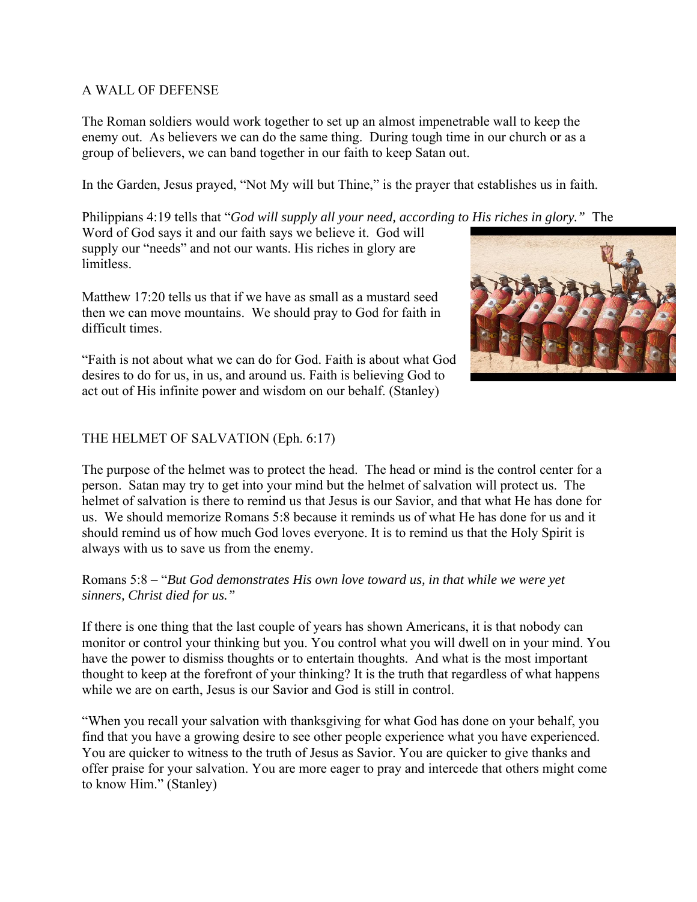A WALL OF DEFENSE

The Roman soldiers would work together to set up an almost impenetrable wall to keep the enemy out. As believers we can do the same thing. During tough time in our church or as a group of believers, we can band together in our faith to keep Satan out.

In the Garden, Jesus prayed, "Not My will but Thine," is the prayer that establishes us in faith.

Philippians 4:19 tells that "*God will supply all your need, according to His riches in glory.*" The Word of God says it and our faith says we believe it. God will supply our "needs" and not our wants. His riches in glory are limitless.

Matthew 17:20 tells us that if we have as small as a mustard seed then we can move mountains. We should pray to God for faith in difficult times.

"Faith is not about what we can do for God. Faith is about what God desires to do for us, in us, and around us. Faith is believing God to act out of His infinite power and wisdom on our behalf. (Stanley)

THE HELMET OF SALVATION (Eph. 6:17)

The purpose of the helmet was to protect the head. The head or mind is the control center for a person. Satan may try to get into your mind but the helmet of salvation will protect us. The helmet of salvation is there to remind us that Jesus is our Savior, and that what He has done for us. We should memorize Romans 5:8 because it reminds us of what He has done for us and it should remind us of how much God loves everyone. It is to remind us that the Holy Spirit is always with us to save us from the enemy.

Romans 5:8 – "*But God demonstrates His own love toward us, in that while we were yet sinners, Christ died for us.*"

If there is one thing that the last couple of years has shown Americans, it is that nobody can monitor or control your thinking but you. You control what you will dwell on in your mind. You have the power to dismiss thoughts or to entertain thoughts. And what is the most important thought to keep at the forefront of your thinking? It is the truth that regardless of what happens while we are on earth, Jesus is our Savior and God is still in control.

"When you recall your salvation with thanksgiving for what God has done on your behalf, you find that you have a growing desire to see other people experience what you have experienced. You are quicker to witness to the truth of Jesus as Savior. You are quicker to give thanks and offer praise for your salvation. You are more eager to pray and intercede that others might come to know Him." (Stanley)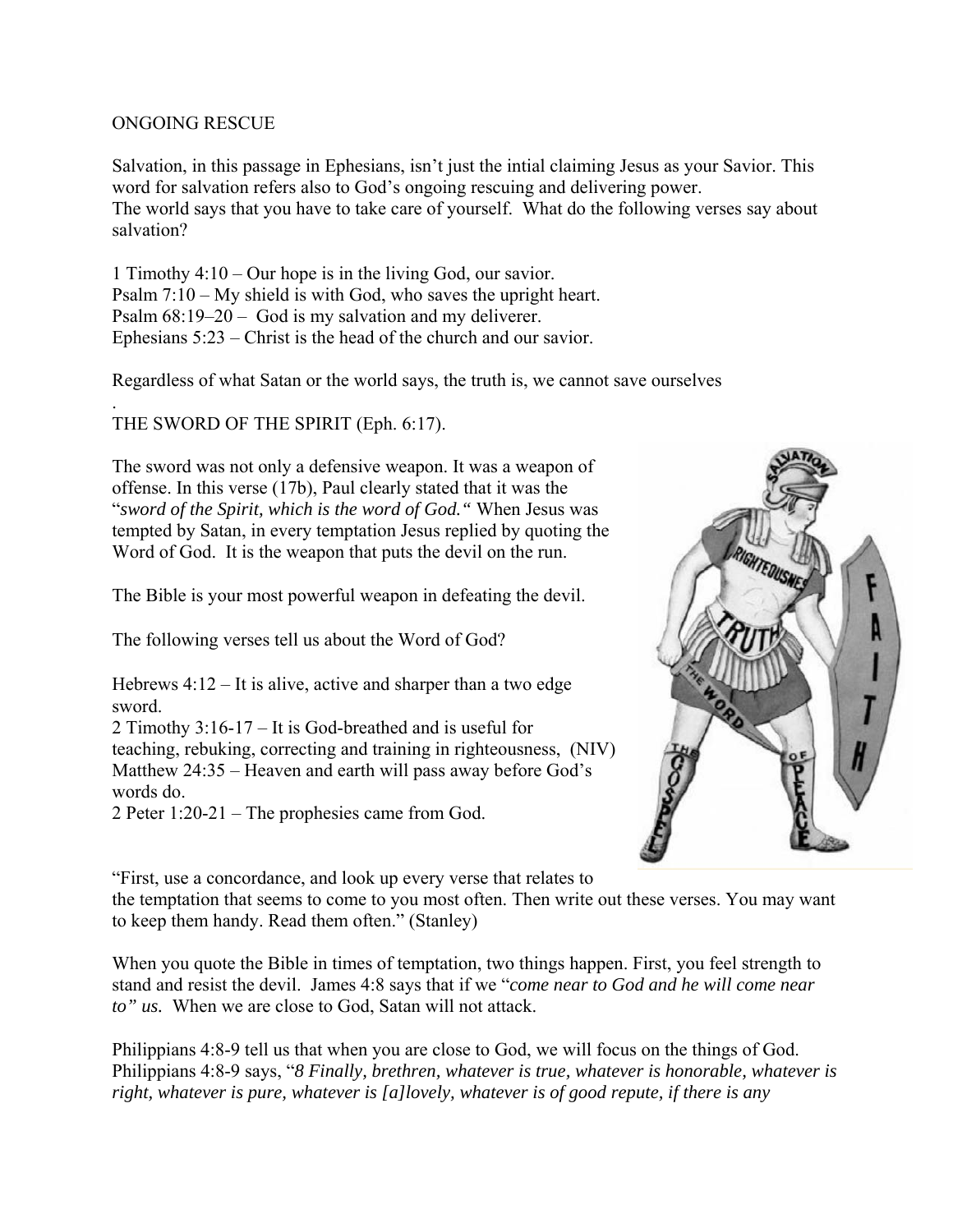ONGOING RESCUE

Salvation, in this passage in Ephesians, isn't just the intial claiming Jesus as your Savior. This word for salvation refers also to God's ongoing rescuing and delivering power.
The world says that you have to take care of yourself. What do the following verses say about salvation?

1 Timothy 4:10 – Our hope is in the living God, our savior.
Psalm 7:10 – My shield is with God, who saves the upright heart.
Psalm 68:19–20 – God is my salvation and my deliverer.
Ephesians 5:23 – Christ is the head of the church and our savior.

Regardless of what Satan or the world says, the truth is, we cannot save ourselves

.
THE SWORD OF THE SPIRIT (Eph. 6:17).

The sword was not only a defensive weapon. It was a weapon of offense. In this verse (17b), Paul clearly stated that it was the "*sword of the Spirit, which is the word of God."* When Jesus was tempted by Satan, in every temptation Jesus replied by quoting the Word of God. It is the weapon that puts the devil on the run.

The Bible is your most powerful weapon in defeating the devil.

The following verses tell us about the Word of God?

Hebrews 4:12 – It is alive, active and sharper than a two edge sword.
2 Timothy 3:16-17 – It is God-breathed and is useful for teaching, rebuking, correcting and training in righteousness, (NIV)
Matthew 24:35 – Heaven and earth will pass away before God's words do.
2 Peter 1:20-21 – The prophesies came from God.

"First, use a concordance, and look up every verse that relates to the temptation that seems to come to you most often. Then write out these verses. You may want to keep them handy. Read them often." (Stanley)

When you quote the Bible in times of temptation, two things happen. First, you feel strength to stand and resist the devil. James 4:8 says that if we "*come near to God and he will come near to" us.* When we are close to God, Satan will not attack.

Philippians 4:8-9 tell us that when you are close to God, we will focus on the things of God. Philippians 4:8-9 says, "*8 Finally, brethren, whatever is true, whatever is honorable, whatever is right, whatever is pure, whatever is [a]lovely, whatever is of good repute, if there is any*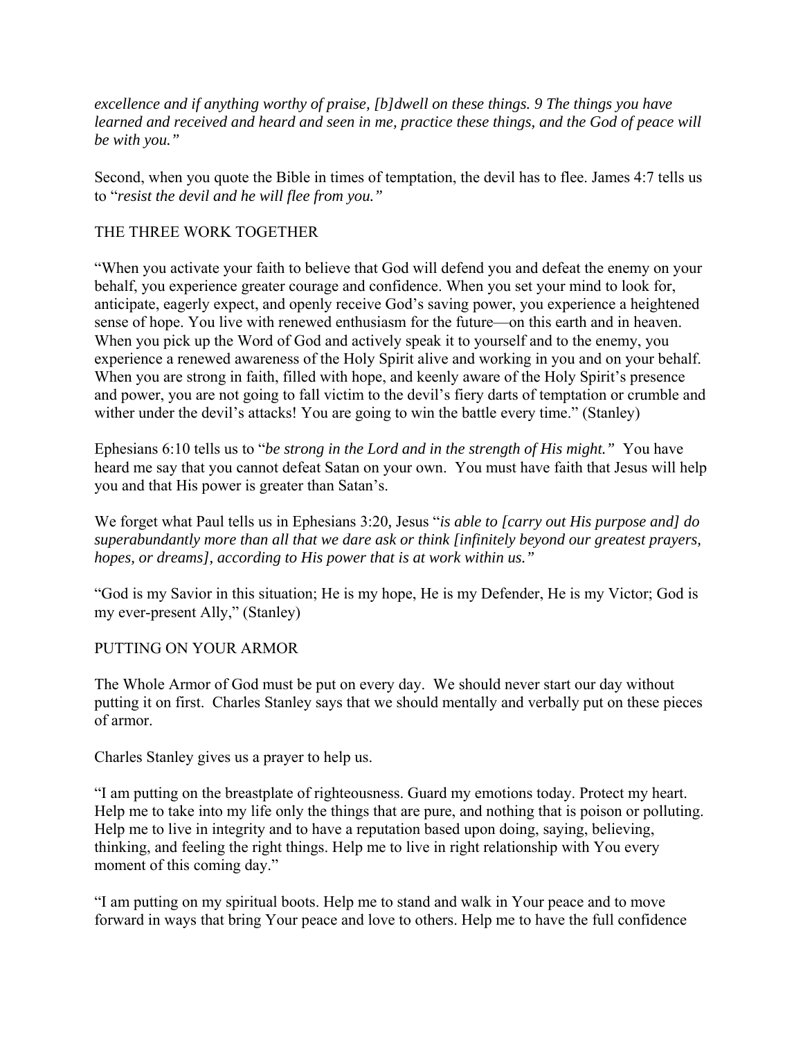*excellence and if anything worthy of praise, [b]dwell on these things. 9 The things you have learned and received and heard and seen in me, practice these things, and the God of peace will be with you."*

Second, when you quote the Bible in times of temptation, the devil has to flee. James 4:7 tells us to "*resist the devil and he will flee from you."*

## THE THREE WORK TOGETHER

"When you activate your faith to believe that God will defend you and defeat the enemy on your behalf, you experience greater courage and confidence. When you set your mind to look for, anticipate, eagerly expect, and openly receive God's saving power, you experience a heightened sense of hope. You live with renewed enthusiasm for the future—on this earth and in heaven. When you pick up the Word of God and actively speak it to yourself and to the enemy, you experience a renewed awareness of the Holy Spirit alive and working in you and on your behalf. When you are strong in faith, filled with hope, and keenly aware of the Holy Spirit's presence and power, you are not going to fall victim to the devil's fiery darts of temptation or crumble and wither under the devil's attacks! You are going to win the battle every time." (Stanley)

Ephesians 6:10 tells us to "*be strong in the Lord and in the strength of His might."* You have heard me say that you cannot defeat Satan on your own. You must have faith that Jesus will help you and that His power is greater than Satan's.

We forget what Paul tells us in Ephesians 3:20, Jesus "*is able to [carry out His purpose and] do superabundantly more than all that we dare ask or think [infinitely beyond our greatest prayers, hopes, or dreams], according to His power that is at work within us."*

"God is my Savior in this situation; He is my hope, He is my Defender, He is my Victor; God is my ever-present Ally," (Stanley)

## PUTTING ON YOUR ARMOR

The Whole Armor of God must be put on every day. We should never start our day without putting it on first. Charles Stanley says that we should mentally and verbally put on these pieces of armor.

Charles Stanley gives us a prayer to help us.

"I am putting on the breastplate of righteousness. Guard my emotions today. Protect my heart. Help me to take into my life only the things that are pure, and nothing that is poison or polluting. Help me to live in integrity and to have a reputation based upon doing, saying, believing, thinking, and feeling the right things. Help me to live in right relationship with You every moment of this coming day."

"I am putting on my spiritual boots. Help me to stand and walk in Your peace and to move forward in ways that bring Your peace and love to others. Help me to have the full confidence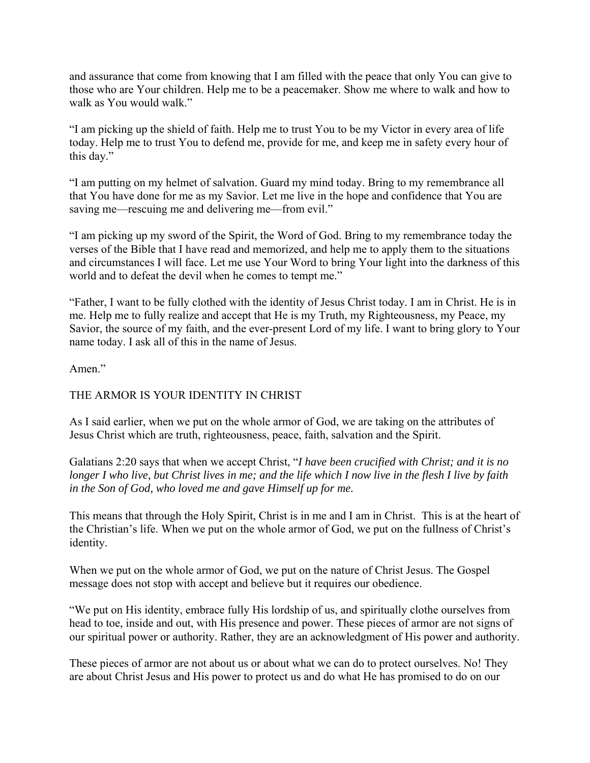and assurance that come from knowing that I am filled with the peace that only You can give to those who are Your children. Help me to be a peacemaker. Show me where to walk and how to walk as You would walk."

"I am picking up the shield of faith. Help me to trust You to be my Victor in every area of life today. Help me to trust You to defend me, provide for me, and keep me in safety every hour of this day."

"I am putting on my helmet of salvation. Guard my mind today. Bring to my remembrance all that You have done for me as my Savior. Let me live in the hope and confidence that You are saving me—rescuing me and delivering me—from evil."

"I am picking up my sword of the Spirit, the Word of God. Bring to my remembrance today the verses of the Bible that I have read and memorized, and help me to apply them to the situations and circumstances I will face. Let me use Your Word to bring Your light into the darkness of this world and to defeat the devil when he comes to tempt me."

"Father, I want to be fully clothed with the identity of Jesus Christ today. I am in Christ. He is in me. Help me to fully realize and accept that He is my Truth, my Righteousness, my Peace, my Savior, the source of my faith, and the ever-present Lord of my life. I want to bring glory to Your name today. I ask all of this in the name of Jesus.

Amen."

## THE ARMOR IS YOUR IDENTITY IN CHRIST

As I said earlier, when we put on the whole armor of God, we are taking on the attributes of Jesus Christ which are truth, righteousness, peace, faith, salvation and the Spirit.

Galatians 2:20 says that when we accept Christ, "*I have been crucified with Christ; and it is no longer I who live, but Christ lives in me; and the life which I now live in the flesh I live by faith in the Son of God, who loved me and gave Himself up for me.*

This means that through the Holy Spirit, Christ is in me and I am in Christ. This is at the heart of the Christian's life. When we put on the whole armor of God, we put on the fullness of Christ's identity.

When we put on the whole armor of God, we put on the nature of Christ Jesus. The Gospel message does not stop with accept and believe but it requires our obedience.

"We put on His identity, embrace fully His lordship of us, and spiritually clothe ourselves from head to toe, inside and out, with His presence and power. These pieces of armor are not signs of our spiritual power or authority. Rather, they are an acknowledgment of His power and authority.

These pieces of armor are not about us or about what we can do to protect ourselves. No! They are about Christ Jesus and His power to protect us and do what He has promised to do on our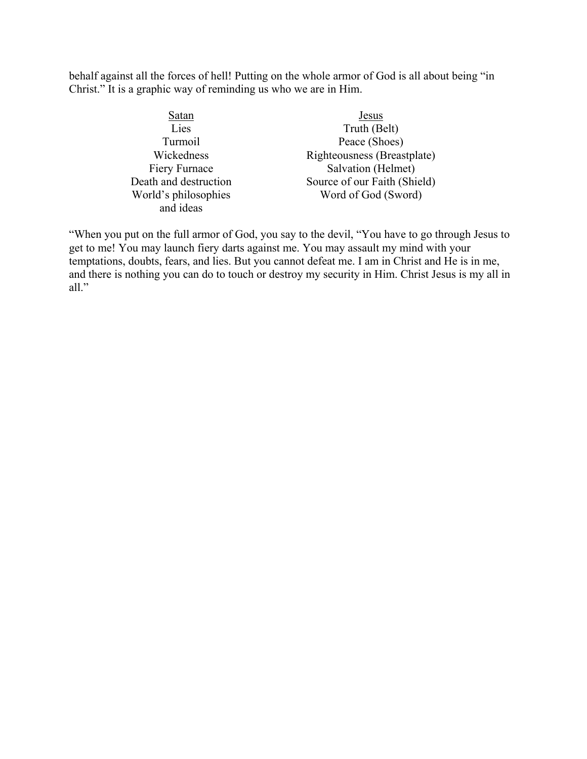behalf against all the forces of hell! Putting on the whole armor of God is all about being "in Christ." It is a graphic way of reminding us who we are in Him.

| Satan | Jesus |
|---|---|
| Lies | Truth (Belt) |
| Turmoil | Peace (Shoes) |
| Wickedness | Righteousness (Breastplate) |
| Fiery Furnace | Salvation (Helmet) |
| Death and destruction | Source of our Faith (Shield) |
| World's philosophies and ideas | Word of God (Sword) |

"When you put on the full armor of God, you say to the devil, "You have to go through Jesus to get to me! You may launch fiery darts against me. You may assault my mind with your temptations, doubts, fears, and lies. But you cannot defeat me. I am in Christ and He is in me, and there is nothing you can do to touch or destroy my security in Him. Christ Jesus is my all in all."